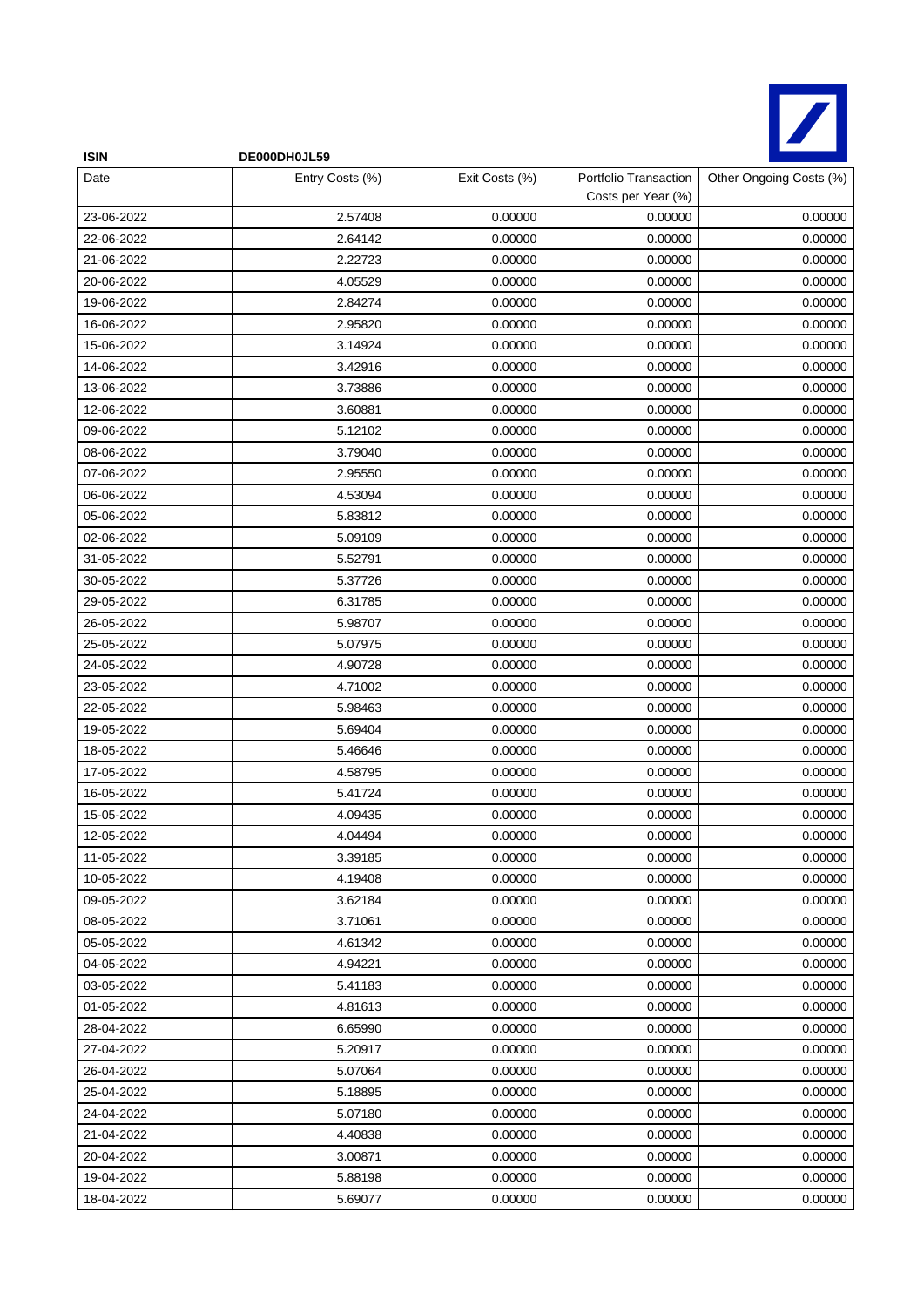**ISIN** **DE000DH0JL59**

| Date | Entry Costs (%) | Exit Costs (%) | Portfolio Transaction Costs per Year (%) | Other Ongoing Costs (%) |
|---|---|---|---|---|
| 23-06-2022 | 2.57408 | 0.00000 | 0.00000 | 0.00000 |
| 22-06-2022 | 2.64142 | 0.00000 | 0.00000 | 0.00000 |
| 21-06-2022 | 2.22723 | 0.00000 | 0.00000 | 0.00000 |
| 20-06-2022 | 4.05529 | 0.00000 | 0.00000 | 0.00000 |
| 19-06-2022 | 2.84274 | 0.00000 | 0.00000 | 0.00000 |
| 16-06-2022 | 2.95820 | 0.00000 | 0.00000 | 0.00000 |
| 15-06-2022 | 3.14924 | 0.00000 | 0.00000 | 0.00000 |
| 14-06-2022 | 3.42916 | 0.00000 | 0.00000 | 0.00000 |
| 13-06-2022 | 3.73886 | 0.00000 | 0.00000 | 0.00000 |
| 12-06-2022 | 3.60881 | 0.00000 | 0.00000 | 0.00000 |
| 09-06-2022 | 5.12102 | 0.00000 | 0.00000 | 0.00000 |
| 08-06-2022 | 3.79040 | 0.00000 | 0.00000 | 0.00000 |
| 07-06-2022 | 2.95550 | 0.00000 | 0.00000 | 0.00000 |
| 06-06-2022 | 4.53094 | 0.00000 | 0.00000 | 0.00000 |
| 05-06-2022 | 5.83812 | 0.00000 | 0.00000 | 0.00000 |
| 02-06-2022 | 5.09109 | 0.00000 | 0.00000 | 0.00000 |
| 31-05-2022 | 5.52791 | 0.00000 | 0.00000 | 0.00000 |
| 30-05-2022 | 5.37726 | 0.00000 | 0.00000 | 0.00000 |
| 29-05-2022 | 6.31785 | 0.00000 | 0.00000 | 0.00000 |
| 26-05-2022 | 5.98707 | 0.00000 | 0.00000 | 0.00000 |
| 25-05-2022 | 5.07975 | 0.00000 | 0.00000 | 0.00000 |
| 24-05-2022 | 4.90728 | 0.00000 | 0.00000 | 0.00000 |
| 23-05-2022 | 4.71002 | 0.00000 | 0.00000 | 0.00000 |
| 22-05-2022 | 5.98463 | 0.00000 | 0.00000 | 0.00000 |
| 19-05-2022 | 5.69404 | 0.00000 | 0.00000 | 0.00000 |
| 18-05-2022 | 5.46646 | 0.00000 | 0.00000 | 0.00000 |
| 17-05-2022 | 4.58795 | 0.00000 | 0.00000 | 0.00000 |
| 16-05-2022 | 5.41724 | 0.00000 | 0.00000 | 0.00000 |
| 15-05-2022 | 4.09435 | 0.00000 | 0.00000 | 0.00000 |
| 12-05-2022 | 4.04494 | 0.00000 | 0.00000 | 0.00000 |
| 11-05-2022 | 3.39185 | 0.00000 | 0.00000 | 0.00000 |
| 10-05-2022 | 4.19408 | 0.00000 | 0.00000 | 0.00000 |
| 09-05-2022 | 3.62184 | 0.00000 | 0.00000 | 0.00000 |
| 08-05-2022 | 3.71061 | 0.00000 | 0.00000 | 0.00000 |
| 05-05-2022 | 4.61342 | 0.00000 | 0.00000 | 0.00000 |
| 04-05-2022 | 4.94221 | 0.00000 | 0.00000 | 0.00000 |
| 03-05-2022 | 5.41183 | 0.00000 | 0.00000 | 0.00000 |
| 01-05-2022 | 4.81613 | 0.00000 | 0.00000 | 0.00000 |
| 28-04-2022 | 6.65990 | 0.00000 | 0.00000 | 0.00000 |
| 27-04-2022 | 5.20917 | 0.00000 | 0.00000 | 0.00000 |
| 26-04-2022 | 5.07064 | 0.00000 | 0.00000 | 0.00000 |
| 25-04-2022 | 5.18895 | 0.00000 | 0.00000 | 0.00000 |
| 24-04-2022 | 5.07180 | 0.00000 | 0.00000 | 0.00000 |
| 21-04-2022 | 4.40838 | 0.00000 | 0.00000 | 0.00000 |
| 20-04-2022 | 3.00871 | 0.00000 | 0.00000 | 0.00000 |
| 19-04-2022 | 5.88198 | 0.00000 | 0.00000 | 0.00000 |
| 18-04-2022 | 5.69077 | 0.00000 | 0.00000 | 0.00000 |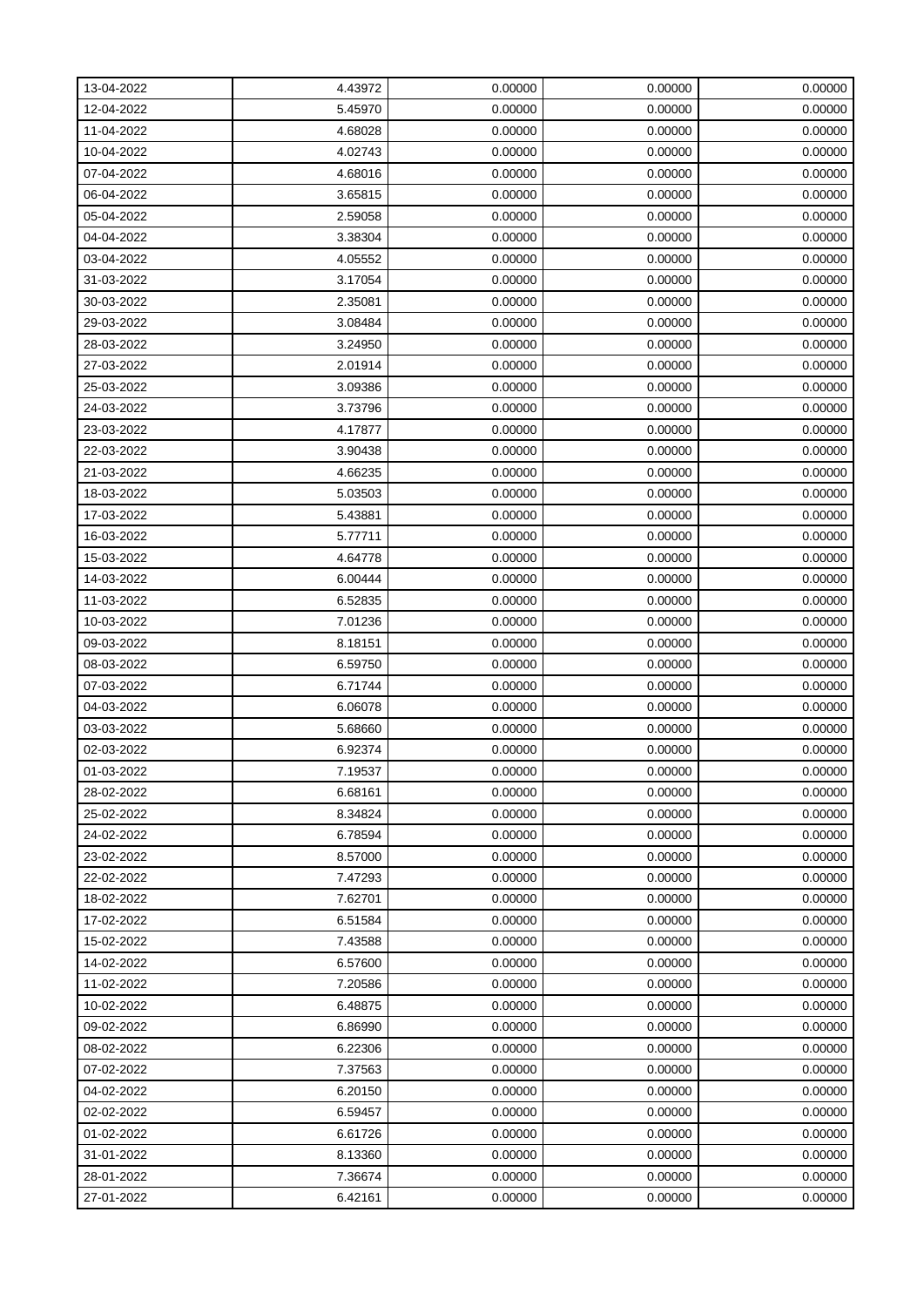| | | | | |
|---|---|---|---|---|
| 13-04-2022 | 4.43972 | 0.00000 | 0.00000 | 0.00000 |
| 12-04-2022 | 5.45970 | 0.00000 | 0.00000 | 0.00000 |
| 11-04-2022 | 4.68028 | 0.00000 | 0.00000 | 0.00000 |
| 10-04-2022 | 4.02743 | 0.00000 | 0.00000 | 0.00000 |
| 07-04-2022 | 4.68016 | 0.00000 | 0.00000 | 0.00000 |
| 06-04-2022 | 3.65815 | 0.00000 | 0.00000 | 0.00000 |
| 05-04-2022 | 2.59058 | 0.00000 | 0.00000 | 0.00000 |
| 04-04-2022 | 3.38304 | 0.00000 | 0.00000 | 0.00000 |
| 03-04-2022 | 4.05552 | 0.00000 | 0.00000 | 0.00000 |
| 31-03-2022 | 3.17054 | 0.00000 | 0.00000 | 0.00000 |
| 30-03-2022 | 2.35081 | 0.00000 | 0.00000 | 0.00000 |
| 29-03-2022 | 3.08484 | 0.00000 | 0.00000 | 0.00000 |
| 28-03-2022 | 3.24950 | 0.00000 | 0.00000 | 0.00000 |
| 27-03-2022 | 2.01914 | 0.00000 | 0.00000 | 0.00000 |
| 25-03-2022 | 3.09386 | 0.00000 | 0.00000 | 0.00000 |
| 24-03-2022 | 3.73796 | 0.00000 | 0.00000 | 0.00000 |
| 23-03-2022 | 4.17877 | 0.00000 | 0.00000 | 0.00000 |
| 22-03-2022 | 3.90438 | 0.00000 | 0.00000 | 0.00000 |
| 21-03-2022 | 4.66235 | 0.00000 | 0.00000 | 0.00000 |
| 18-03-2022 | 5.03503 | 0.00000 | 0.00000 | 0.00000 |
| 17-03-2022 | 5.43881 | 0.00000 | 0.00000 | 0.00000 |
| 16-03-2022 | 5.77711 | 0.00000 | 0.00000 | 0.00000 |
| 15-03-2022 | 4.64778 | 0.00000 | 0.00000 | 0.00000 |
| 14-03-2022 | 6.00444 | 0.00000 | 0.00000 | 0.00000 |
| 11-03-2022 | 6.52835 | 0.00000 | 0.00000 | 0.00000 |
| 10-03-2022 | 7.01236 | 0.00000 | 0.00000 | 0.00000 |
| 09-03-2022 | 8.18151 | 0.00000 | 0.00000 | 0.00000 |
| 08-03-2022 | 6.59750 | 0.00000 | 0.00000 | 0.00000 |
| 07-03-2022 | 6.71744 | 0.00000 | 0.00000 | 0.00000 |
| 04-03-2022 | 6.06078 | 0.00000 | 0.00000 | 0.00000 |
| 03-03-2022 | 5.68660 | 0.00000 | 0.00000 | 0.00000 |
| 02-03-2022 | 6.92374 | 0.00000 | 0.00000 | 0.00000 |
| 01-03-2022 | 7.19537 | 0.00000 | 0.00000 | 0.00000 |
| 28-02-2022 | 6.68161 | 0.00000 | 0.00000 | 0.00000 |
| 25-02-2022 | 8.34824 | 0.00000 | 0.00000 | 0.00000 |
| 24-02-2022 | 6.78594 | 0.00000 | 0.00000 | 0.00000 |
| 23-02-2022 | 8.57000 | 0.00000 | 0.00000 | 0.00000 |
| 22-02-2022 | 7.47293 | 0.00000 | 0.00000 | 0.00000 |
| 18-02-2022 | 7.62701 | 0.00000 | 0.00000 | 0.00000 |
| 17-02-2022 | 6.51584 | 0.00000 | 0.00000 | 0.00000 |
| 15-02-2022 | 7.43588 | 0.00000 | 0.00000 | 0.00000 |
| 14-02-2022 | 6.57600 | 0.00000 | 0.00000 | 0.00000 |
| 11-02-2022 | 7.20586 | 0.00000 | 0.00000 | 0.00000 |
| 10-02-2022 | 6.48875 | 0.00000 | 0.00000 | 0.00000 |
| 09-02-2022 | 6.86990 | 0.00000 | 0.00000 | 0.00000 |
| 08-02-2022 | 6.22306 | 0.00000 | 0.00000 | 0.00000 |
| 07-02-2022 | 7.37563 | 0.00000 | 0.00000 | 0.00000 |
| 04-02-2022 | 6.20150 | 0.00000 | 0.00000 | 0.00000 |
| 02-02-2022 | 6.59457 | 0.00000 | 0.00000 | 0.00000 |
| 01-02-2022 | 6.61726 | 0.00000 | 0.00000 | 0.00000 |
| 31-01-2022 | 8.13360 | 0.00000 | 0.00000 | 0.00000 |
| 28-01-2022 | 7.36674 | 0.00000 | 0.00000 | 0.00000 |
| 27-01-2022 | 6.42161 | 0.00000 | 0.00000 | 0.00000 |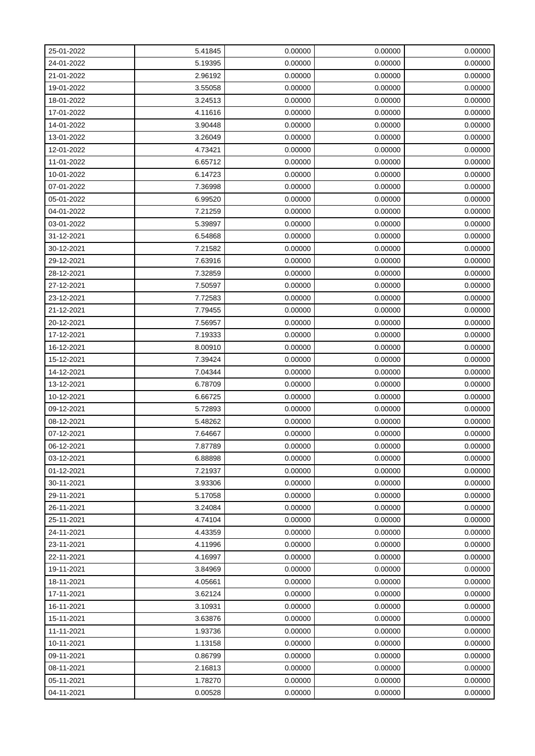| | | | | |
|---|---|---|---|---|
| 25-01-2022 | 5.41845 | 0.00000 | 0.00000 | 0.00000 |
| 24-01-2022 | 5.19395 | 0.00000 | 0.00000 | 0.00000 |
| 21-01-2022 | 2.96192 | 0.00000 | 0.00000 | 0.00000 |
| 19-01-2022 | 3.55058 | 0.00000 | 0.00000 | 0.00000 |
| 18-01-2022 | 3.24513 | 0.00000 | 0.00000 | 0.00000 |
| 17-01-2022 | 4.11616 | 0.00000 | 0.00000 | 0.00000 |
| 14-01-2022 | 3.90448 | 0.00000 | 0.00000 | 0.00000 |
| 13-01-2022 | 3.26049 | 0.00000 | 0.00000 | 0.00000 |
| 12-01-2022 | 4.73421 | 0.00000 | 0.00000 | 0.00000 |
| 11-01-2022 | 6.65712 | 0.00000 | 0.00000 | 0.00000 |
| 10-01-2022 | 6.14723 | 0.00000 | 0.00000 | 0.00000 |
| 07-01-2022 | 7.36998 | 0.00000 | 0.00000 | 0.00000 |
| 05-01-2022 | 6.99520 | 0.00000 | 0.00000 | 0.00000 |
| 04-01-2022 | 7.21259 | 0.00000 | 0.00000 | 0.00000 |
| 03-01-2022 | 5.39897 | 0.00000 | 0.00000 | 0.00000 |
| 31-12-2021 | 6.54868 | 0.00000 | 0.00000 | 0.00000 |
| 30-12-2021 | 7.21582 | 0.00000 | 0.00000 | 0.00000 |
| 29-12-2021 | 7.63916 | 0.00000 | 0.00000 | 0.00000 |
| 28-12-2021 | 7.32859 | 0.00000 | 0.00000 | 0.00000 |
| 27-12-2021 | 7.50597 | 0.00000 | 0.00000 | 0.00000 |
| 23-12-2021 | 7.72583 | 0.00000 | 0.00000 | 0.00000 |
| 21-12-2021 | 7.79455 | 0.00000 | 0.00000 | 0.00000 |
| 20-12-2021 | 7.56957 | 0.00000 | 0.00000 | 0.00000 |
| 17-12-2021 | 7.19333 | 0.00000 | 0.00000 | 0.00000 |
| 16-12-2021 | 8.00910 | 0.00000 | 0.00000 | 0.00000 |
| 15-12-2021 | 7.39424 | 0.00000 | 0.00000 | 0.00000 |
| 14-12-2021 | 7.04344 | 0.00000 | 0.00000 | 0.00000 |
| 13-12-2021 | 6.78709 | 0.00000 | 0.00000 | 0.00000 |
| 10-12-2021 | 6.66725 | 0.00000 | 0.00000 | 0.00000 |
| 09-12-2021 | 5.72893 | 0.00000 | 0.00000 | 0.00000 |
| 08-12-2021 | 5.48262 | 0.00000 | 0.00000 | 0.00000 |
| 07-12-2021 | 7.64667 | 0.00000 | 0.00000 | 0.00000 |
| 06-12-2021 | 7.87789 | 0.00000 | 0.00000 | 0.00000 |
| 03-12-2021 | 6.88898 | 0.00000 | 0.00000 | 0.00000 |
| 01-12-2021 | 7.21937 | 0.00000 | 0.00000 | 0.00000 |
| 30-11-2021 | 3.93306 | 0.00000 | 0.00000 | 0.00000 |
| 29-11-2021 | 5.17058 | 0.00000 | 0.00000 | 0.00000 |
| 26-11-2021 | 3.24084 | 0.00000 | 0.00000 | 0.00000 |
| 25-11-2021 | 4.74104 | 0.00000 | 0.00000 | 0.00000 |
| 24-11-2021 | 4.43359 | 0.00000 | 0.00000 | 0.00000 |
| 23-11-2021 | 4.11996 | 0.00000 | 0.00000 | 0.00000 |
| 22-11-2021 | 4.16997 | 0.00000 | 0.00000 | 0.00000 |
| 19-11-2021 | 3.84969 | 0.00000 | 0.00000 | 0.00000 |
| 18-11-2021 | 4.05661 | 0.00000 | 0.00000 | 0.00000 |
| 17-11-2021 | 3.62124 | 0.00000 | 0.00000 | 0.00000 |
| 16-11-2021 | 3.10931 | 0.00000 | 0.00000 | 0.00000 |
| 15-11-2021 | 3.63876 | 0.00000 | 0.00000 | 0.00000 |
| 11-11-2021 | 1.93736 | 0.00000 | 0.00000 | 0.00000 |
| 10-11-2021 | 1.13158 | 0.00000 | 0.00000 | 0.00000 |
| 09-11-2021 | 0.86799 | 0.00000 | 0.00000 | 0.00000 |
| 08-11-2021 | 2.16813 | 0.00000 | 0.00000 | 0.00000 |
| 05-11-2021 | 1.78270 | 0.00000 | 0.00000 | 0.00000 |
| 04-11-2021 | 0.00528 | 0.00000 | 0.00000 | 0.00000 |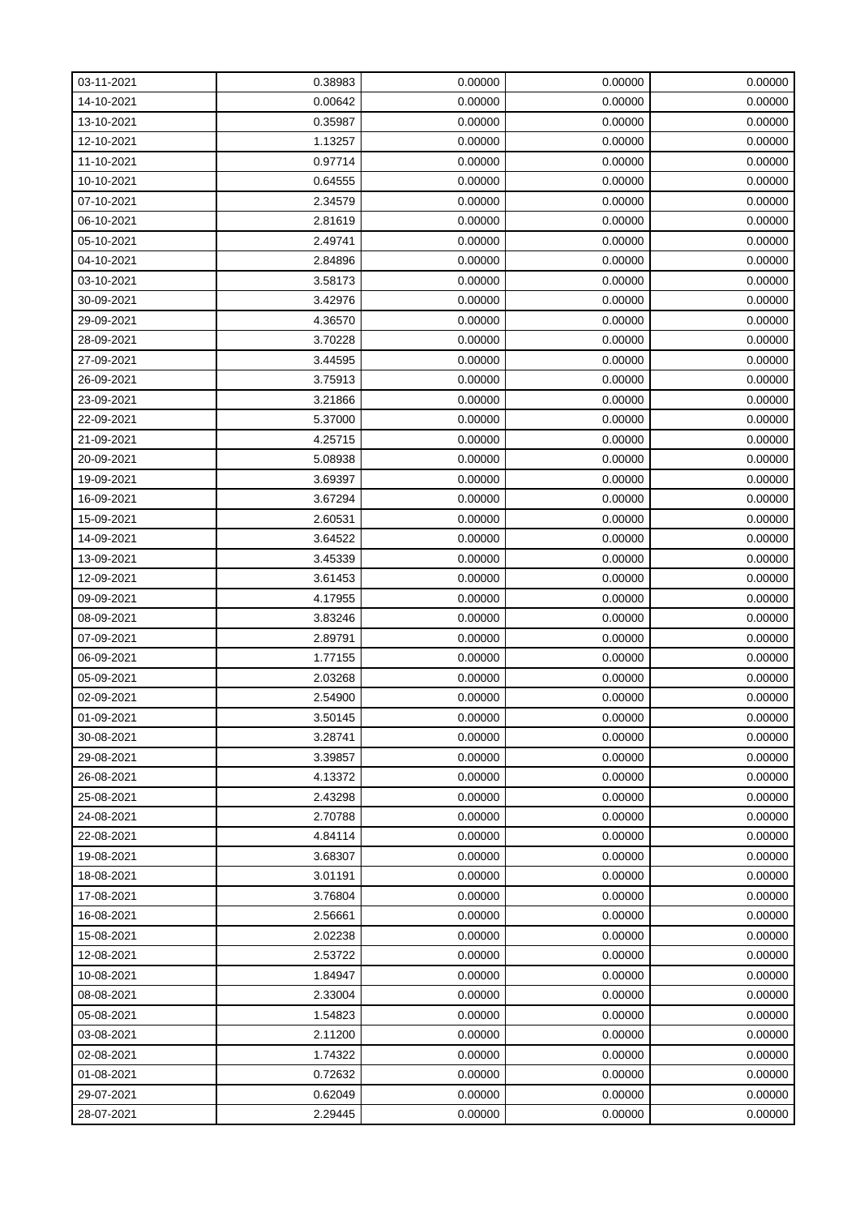| | | | | |
|---|---|---|---|---|
| 03-11-2021 | 0.38983 | 0.00000 | 0.00000 | 0.00000 |
| 14-10-2021 | 0.00642 | 0.00000 | 0.00000 | 0.00000 |
| 13-10-2021 | 0.35987 | 0.00000 | 0.00000 | 0.00000 |
| 12-10-2021 | 1.13257 | 0.00000 | 0.00000 | 0.00000 |
| 11-10-2021 | 0.97714 | 0.00000 | 0.00000 | 0.00000 |
| 10-10-2021 | 0.64555 | 0.00000 | 0.00000 | 0.00000 |
| 07-10-2021 | 2.34579 | 0.00000 | 0.00000 | 0.00000 |
| 06-10-2021 | 2.81619 | 0.00000 | 0.00000 | 0.00000 |
| 05-10-2021 | 2.49741 | 0.00000 | 0.00000 | 0.00000 |
| 04-10-2021 | 2.84896 | 0.00000 | 0.00000 | 0.00000 |
| 03-10-2021 | 3.58173 | 0.00000 | 0.00000 | 0.00000 |
| 30-09-2021 | 3.42976 | 0.00000 | 0.00000 | 0.00000 |
| 29-09-2021 | 4.36570 | 0.00000 | 0.00000 | 0.00000 |
| 28-09-2021 | 3.70228 | 0.00000 | 0.00000 | 0.00000 |
| 27-09-2021 | 3.44595 | 0.00000 | 0.00000 | 0.00000 |
| 26-09-2021 | 3.75913 | 0.00000 | 0.00000 | 0.00000 |
| 23-09-2021 | 3.21866 | 0.00000 | 0.00000 | 0.00000 |
| 22-09-2021 | 5.37000 | 0.00000 | 0.00000 | 0.00000 |
| 21-09-2021 | 4.25715 | 0.00000 | 0.00000 | 0.00000 |
| 20-09-2021 | 5.08938 | 0.00000 | 0.00000 | 0.00000 |
| 19-09-2021 | 3.69397 | 0.00000 | 0.00000 | 0.00000 |
| 16-09-2021 | 3.67294 | 0.00000 | 0.00000 | 0.00000 |
| 15-09-2021 | 2.60531 | 0.00000 | 0.00000 | 0.00000 |
| 14-09-2021 | 3.64522 | 0.00000 | 0.00000 | 0.00000 |
| 13-09-2021 | 3.45339 | 0.00000 | 0.00000 | 0.00000 |
| 12-09-2021 | 3.61453 | 0.00000 | 0.00000 | 0.00000 |
| 09-09-2021 | 4.17955 | 0.00000 | 0.00000 | 0.00000 |
| 08-09-2021 | 3.83246 | 0.00000 | 0.00000 | 0.00000 |
| 07-09-2021 | 2.89791 | 0.00000 | 0.00000 | 0.00000 |
| 06-09-2021 | 1.77155 | 0.00000 | 0.00000 | 0.00000 |
| 05-09-2021 | 2.03268 | 0.00000 | 0.00000 | 0.00000 |
| 02-09-2021 | 2.54900 | 0.00000 | 0.00000 | 0.00000 |
| 01-09-2021 | 3.50145 | 0.00000 | 0.00000 | 0.00000 |
| 30-08-2021 | 3.28741 | 0.00000 | 0.00000 | 0.00000 |
| 29-08-2021 | 3.39857 | 0.00000 | 0.00000 | 0.00000 |
| 26-08-2021 | 4.13372 | 0.00000 | 0.00000 | 0.00000 |
| 25-08-2021 | 2.43298 | 0.00000 | 0.00000 | 0.00000 |
| 24-08-2021 | 2.70788 | 0.00000 | 0.00000 | 0.00000 |
| 22-08-2021 | 4.84114 | 0.00000 | 0.00000 | 0.00000 |
| 19-08-2021 | 3.68307 | 0.00000 | 0.00000 | 0.00000 |
| 18-08-2021 | 3.01191 | 0.00000 | 0.00000 | 0.00000 |
| 17-08-2021 | 3.76804 | 0.00000 | 0.00000 | 0.00000 |
| 16-08-2021 | 2.56661 | 0.00000 | 0.00000 | 0.00000 |
| 15-08-2021 | 2.02238 | 0.00000 | 0.00000 | 0.00000 |
| 12-08-2021 | 2.53722 | 0.00000 | 0.00000 | 0.00000 |
| 10-08-2021 | 1.84947 | 0.00000 | 0.00000 | 0.00000 |
| 08-08-2021 | 2.33004 | 0.00000 | 0.00000 | 0.00000 |
| 05-08-2021 | 1.54823 | 0.00000 | 0.00000 | 0.00000 |
| 03-08-2021 | 2.11200 | 0.00000 | 0.00000 | 0.00000 |
| 02-08-2021 | 1.74322 | 0.00000 | 0.00000 | 0.00000 |
| 01-08-2021 | 0.72632 | 0.00000 | 0.00000 | 0.00000 |
| 29-07-2021 | 0.62049 | 0.00000 | 0.00000 | 0.00000 |
| 28-07-2021 | 2.29445 | 0.00000 | 0.00000 | 0.00000 |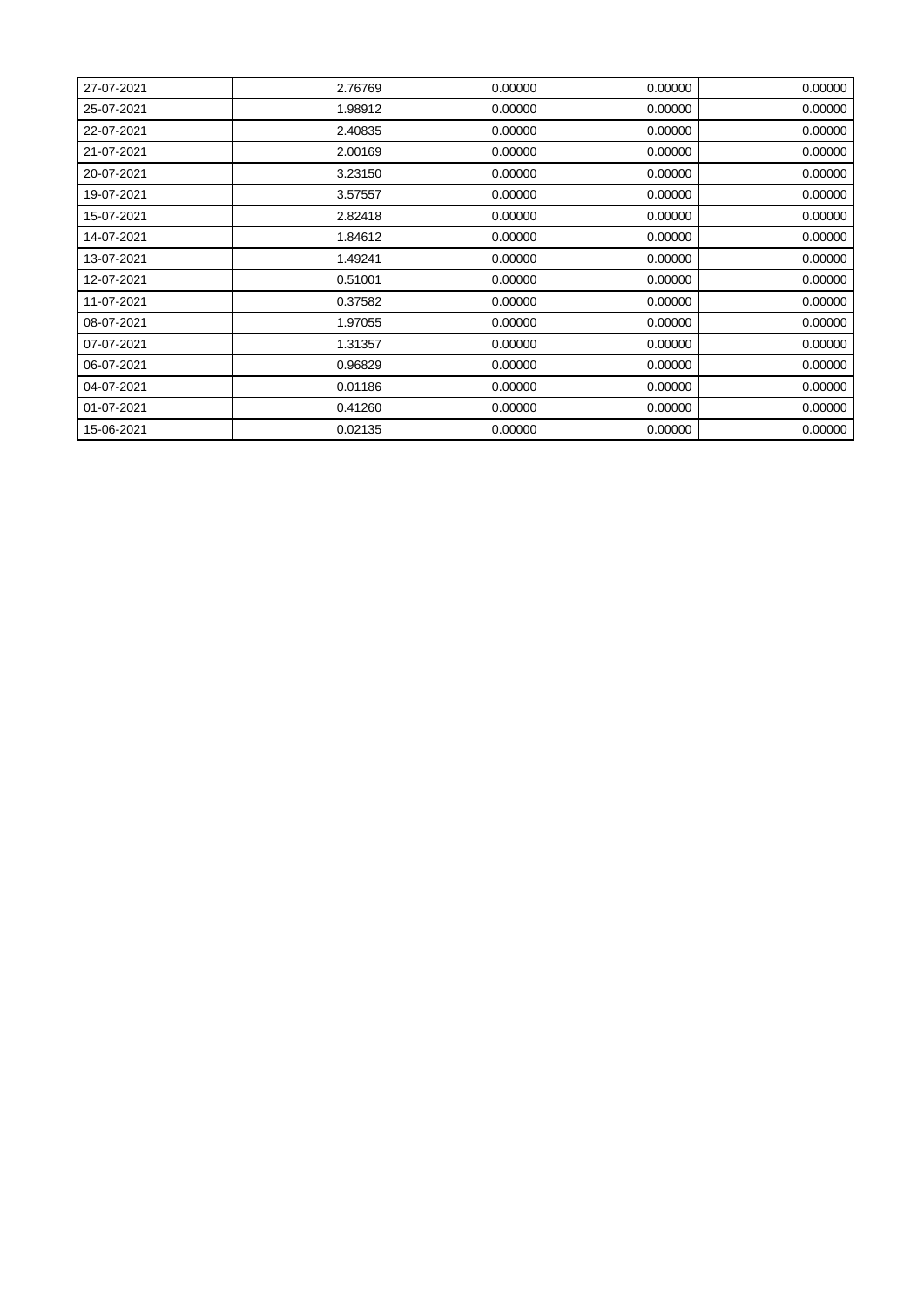| | | | | |
|---|---|---|---|---|
| 27-07-2021 | 2.76769 | 0.00000 | 0.00000 | 0.00000 |
| 25-07-2021 | 1.98912 | 0.00000 | 0.00000 | 0.00000 |
| 22-07-2021 | 2.40835 | 0.00000 | 0.00000 | 0.00000 |
| 21-07-2021 | 2.00169 | 0.00000 | 0.00000 | 0.00000 |
| 20-07-2021 | 3.23150 | 0.00000 | 0.00000 | 0.00000 |
| 19-07-2021 | 3.57557 | 0.00000 | 0.00000 | 0.00000 |
| 15-07-2021 | 2.82418 | 0.00000 | 0.00000 | 0.00000 |
| 14-07-2021 | 1.84612 | 0.00000 | 0.00000 | 0.00000 |
| 13-07-2021 | 1.49241 | 0.00000 | 0.00000 | 0.00000 |
| 12-07-2021 | 0.51001 | 0.00000 | 0.00000 | 0.00000 |
| 11-07-2021 | 0.37582 | 0.00000 | 0.00000 | 0.00000 |
| 08-07-2021 | 1.97055 | 0.00000 | 0.00000 | 0.00000 |
| 07-07-2021 | 1.31357 | 0.00000 | 0.00000 | 0.00000 |
| 06-07-2021 | 0.96829 | 0.00000 | 0.00000 | 0.00000 |
| 04-07-2021 | 0.01186 | 0.00000 | 0.00000 | 0.00000 |
| 01-07-2021 | 0.41260 | 0.00000 | 0.00000 | 0.00000 |
| 15-06-2021 | 0.02135 | 0.00000 | 0.00000 | 0.00000 |